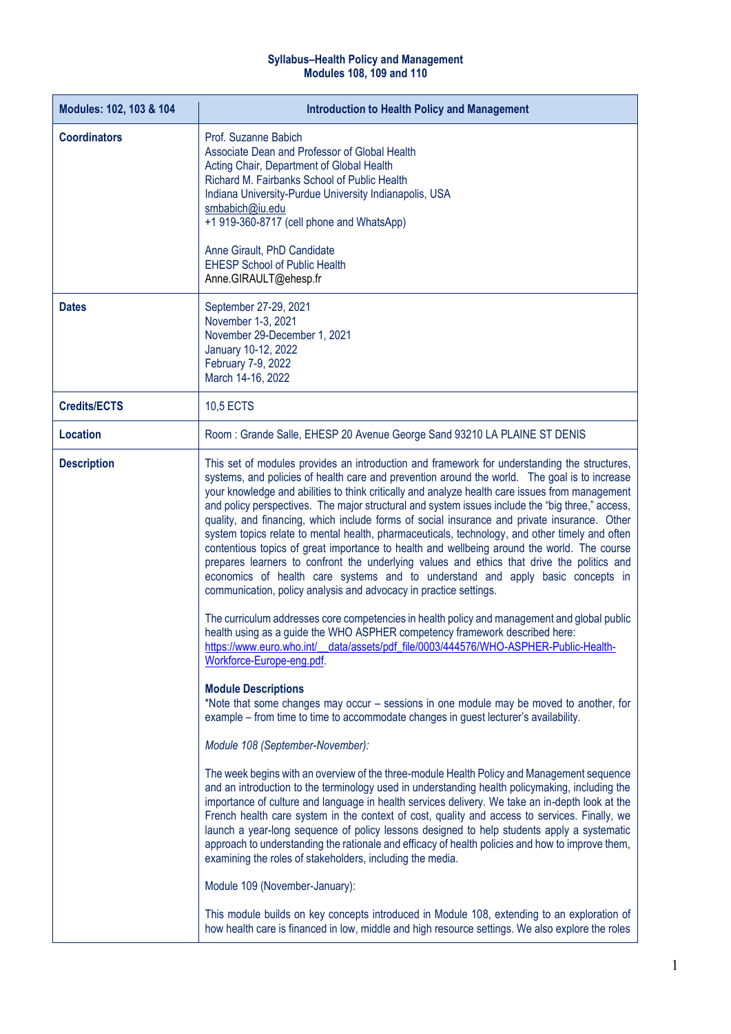**Syllabus–Health Policy and Management**
**Modules 108, 109 and 110**

| Modules: 102, 103 & 104 | Introduction to Health Policy and Management |
|---|---|
| **Coordinators** | Prof. Suzanne Babich<br>Associate Dean and Professor of Global Health<br>Acting Chair, Department of Global Health<br>Richard M. Fairbanks School of Public Health<br>Indiana University-Purdue University Indianapolis, USA<br>smbabich@iu.edu<br>+1 919-360-8717 (cell phone and WhatsApp)<br><br>Anne Girault, PhD Candidate<br>EHESP School of Public Health<br>Anne.GIRAULT@ehesp.fr |
| **Dates** | September 27-29, 2021<br>November 1-3, 2021<br>November 29-December 1, 2021<br>January 10-12, 2022<br>February 7-9, 2022<br>March 14-16, 2022 |
| **Credits/ECTS** | 10,5 ECTS |
| **Location** | Room : Grande Salle, EHESP 20 Avenue George Sand 93210 LA PLAINE ST DENIS |
| **Description** | This set of modules provides an introduction and framework for understanding the structures, systems, and policies of health care and prevention around the world. The goal is to increase your knowledge and abilities to think critically and analyze health care issues from management and policy perspectives. The major structural and system issues include the "big three," access, quality, and financing, which include forms of social insurance and private insurance. Other system topics relate to mental health, pharmaceuticals, technology, and other timely and often contentious topics of great importance to health and wellbeing around the world. The course prepares learners to confront the underlying values and ethics that drive the politics and economics of health care systems and to understand and apply basic concepts in communication, policy analysis and advocacy in practice settings.<br><br>The curriculum addresses core competencies in health policy and management and global public health using as a guide the WHO ASPHER competency framework described here: https://www.euro.who.int/__data/assets/pdf_file/0003/444576/WHO-ASPHER-Public-Health-Workforce-Europe-eng.pdf.<br><br>**Module Descriptions**<br>*Note that some changes may occur – sessions in one module may be moved to another, for example – from time to time to accommodate changes in guest lecturer's availability.<br><br>*Module 108 (September-November):*<br><br>The week begins with an overview of the three-module Health Policy and Management sequence and an introduction to the terminology used in understanding health policymaking, including the importance of culture and language in health services delivery. We take an in-depth look at the French health care system in the context of cost, quality and access to services. Finally, we launch a year-long sequence of policy lessons designed to help students apply a systematic approach to understanding the rationale and efficacy of health policies and how to improve them, examining the roles of stakeholders, including the media.<br><br>Module 109 (November-January):<br><br>This module builds on key concepts introduced in Module 108, extending to an exploration of how health care is financed in low, middle and high resource settings. We also explore the roles |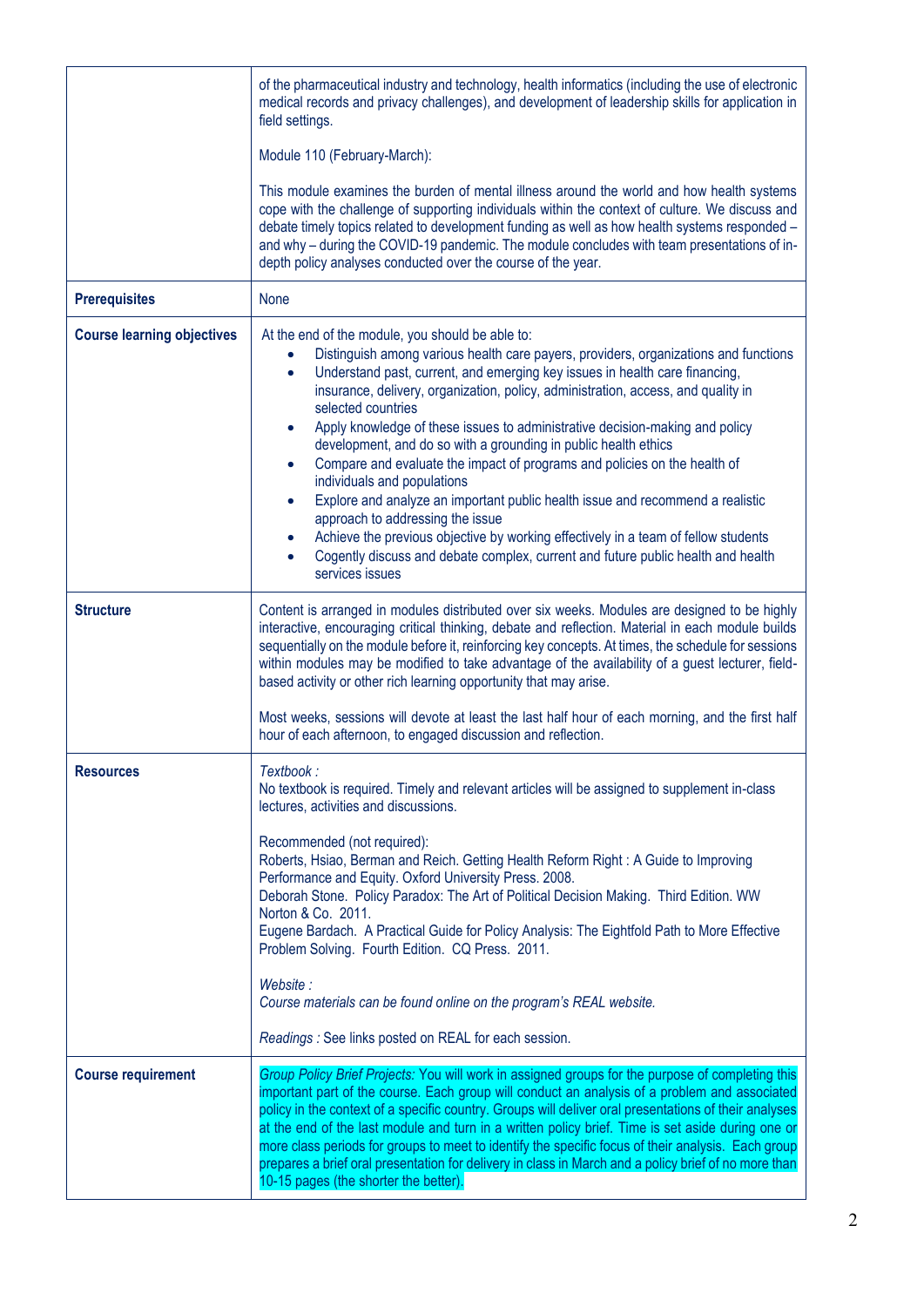| | |
|---|---|
| | of the pharmaceutical industry and technology, health informatics (including the use of electronic medical records and privacy challenges), and development of leadership skills for application in field settings.<br><br>Module 110 (February-March):<br><br>This module examines the burden of mental illness around the world and how health systems cope with the challenge of supporting individuals within the context of culture. We discuss and debate timely topics related to development funding as well as how health systems responded – and why – during the COVID-19 pandemic. The module concludes with team presentations of in-depth policy analyses conducted over the course of the year. |
| **Prerequisites** | None |
| **Course learning objectives** | At the end of the module, you should be able to:<br>• Distinguish among various health care payers, providers, organizations and functions<br>• Understand past, current, and emerging key issues in health care financing, insurance, delivery, organization, policy, administration, access, and quality in selected countries<br>• Apply knowledge of these issues to administrative decision-making and policy development, and do so with a grounding in public health ethics<br>• Compare and evaluate the impact of programs and policies on the health of individuals and populations<br>• Explore and analyze an important public health issue and recommend a realistic approach to addressing the issue<br>• Achieve the previous objective by working effectively in a team of fellow students<br>• Cogently discuss and debate complex, current and future public health and health services issues |
| **Structure** | Content is arranged in modules distributed over six weeks. Modules are designed to be highly interactive, encouraging critical thinking, debate and reflection. Material in each module builds sequentially on the module before it, reinforcing key concepts. At times, the schedule for sessions within modules may be modified to take advantage of the availability of a guest lecturer, field-based activity or other rich learning opportunity that may arise.<br><br>Most weeks, sessions will devote at least the last half hour of each morning, and the first half hour of each afternoon, to engaged discussion and reflection. |
| **Resources** | *Textbook :*<br>No textbook is required. Timely and relevant articles will be assigned to supplement in-class lectures, activities and discussions.<br><br>Recommended (not required):<br>Roberts, Hsiao, Berman and Reich. Getting Health Reform Right : A Guide to Improving Performance and Equity. Oxford University Press. 2008.<br>Deborah Stone. Policy Paradox: The Art of Political Decision Making. Third Edition. WW Norton & Co. 2011.<br>Eugene Bardach. A Practical Guide for Policy Analysis: The Eightfold Path to More Effective Problem Solving. Fourth Edition. CQ Press. 2011.<br><br>*Website :*<br>*Course materials can be found online on the program's REAL website.*<br><br>*Readings :* See links posted on REAL for each session. |
| **Course requirement** | *Group Policy Brief Projects:* You will work in assigned groups for the purpose of completing this important part of the course. Each group will conduct an analysis of a problem and associated policy in the context of a specific country. Groups will deliver oral presentations of their analyses at the end of the last module and turn in a written policy brief. Time is set aside during one or more class periods for groups to meet to identify the specific focus of their analysis. Each group prepares a brief oral presentation for delivery in class in March and a policy brief of no more than 10-15 pages (the shorter the better). |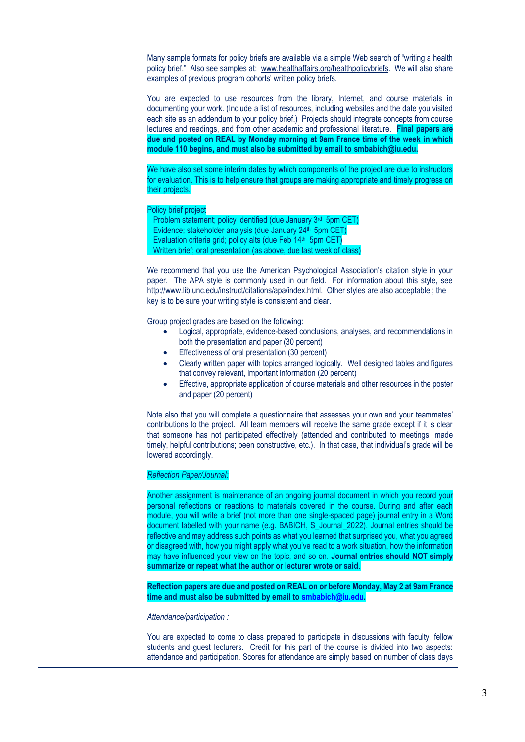Many sample formats for policy briefs are available via a simple Web search of "writing a health policy brief." Also see samples at: www.healthaffairs.org/healthpolicybriefs. We will also share examples of previous program cohorts' written policy briefs.

You are expected to use resources from the library, Internet, and course materials in documenting your work. (Include a list of resources, including websites and the date you visited each site as an addendum to your policy brief.) Projects should integrate concepts from course lectures and readings, and from other academic and professional literature. **Final papers are due and posted on REAL by Monday morning at 9am France time of the week in which module 110 begins, and must also be submitted by email to smbabich@iu.edu.**

We have also set some interim dates by which components of the project are due to instructors for evaluation. This is to help ensure that groups are making appropriate and timely progress on their projects.

Policy brief project
- Problem statement; policy identified (due January 3rd 5pm CET)
- Evidence; stakeholder analysis (due January 24th 5pm CET)
- Evaluation criteria grid; policy alts (due Feb 14th 5pm CET)
- Written brief; oral presentation (as above, due last week of class)

We recommend that you use the American Psychological Association's citation style in your paper. The APA style is commonly used in our field. For information about this style, see http://www.lib.unc.edu/instruct/citations/apa/index.html. Other styles are also acceptable ; the key is to be sure your writing style is consistent and clear.

Group project grades are based on the following:

- Logical, appropriate, evidence-based conclusions, analyses, and recommendations in both the presentation and paper (30 percent)
- Effectiveness of oral presentation (30 percent)
- Clearly written paper with topics arranged logically. Well designed tables and figures that convey relevant, important information (20 percent)
- Effective, appropriate application of course materials and other resources in the poster and paper (20 percent)

Note also that you will complete a questionnaire that assesses your own and your teammates' contributions to the project. All team members will receive the same grade except if it is clear that someone has not participated effectively (attended and contributed to meetings; made timely, helpful contributions; been constructive, etc.). In that case, that individual's grade will be lowered accordingly.

*Reflection Paper/Journal:*

Another assignment is maintenance of an ongoing journal document in which you record your personal reflections or reactions to materials covered in the course. During and after each module, you will write a brief (not more than one single-spaced page) journal entry in a Word document labelled with your name (e.g. BABICH, S_Journal_2022). Journal entries should be reflective and may address such points as what you learned that surprised you, what you agreed or disagreed with, how you might apply what you've read to a work situation, how the information may have influenced your view on the topic, and so on. **Journal entries should NOT simply summarize or repeat what the author or lecturer wrote or said**.

**Reflection papers are due and posted on REAL on or before Monday, May 2 at 9am France time and must also be submitted by email to smbabich@iu.edu.**

*Attendance/participation :*

You are expected to come to class prepared to participate in discussions with faculty, fellow students and guest lecturers. Credit for this part of the course is divided into two aspects: attendance and participation. Scores for attendance are simply based on number of class days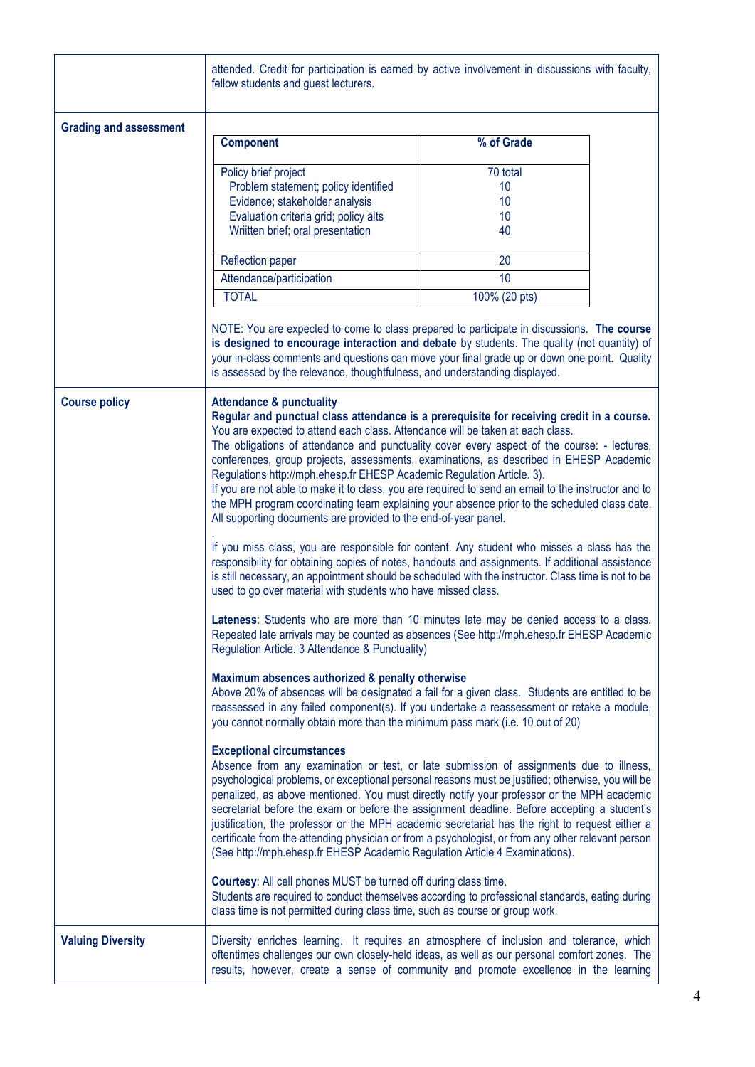attended. Credit for participation is earned by active involvement in discussions with faculty, fellow students and guest lecturers.

**Grading and assessment**

| Component | % of Grade |
|---|---|
| Policy brief project | 70 total |
| Problem statement; policy identified | 10 |
| Evidence; stakeholder analysis | 10 |
| Evaluation criteria grid; policy alts | 10 |
| Wriitten brief; oral presentation | 40 |
| Reflection paper | 20 |
| Attendance/participation | 10 |
| TOTAL | 100% (20 pts) |

NOTE: You are expected to come to class prepared to participate in discussions. **The course is designed to encourage interaction and debate** by students. The quality (not quantity) of your in-class comments and questions can move your final grade up or down one point. Quality is assessed by the relevance, thoughtfulness, and understanding displayed.

**Course policy**

**Attendance & punctuality**

**Regular and punctual class attendance is a prerequisite for receiving credit in a course.** You are expected to attend each class. Attendance will be taken at each class.

The obligations of attendance and punctuality cover every aspect of the course: - lectures, conferences, group projects, assessments, examinations, as described in EHESP Academic Regulations http://mph.ehesp.fr EHESP Academic Regulation Article. 3).

If you are not able to make it to class, you are required to send an email to the instructor and to the MPH program coordinating team explaining your absence prior to the scheduled class date. All supporting documents are provided to the end-of-year panel.

.

If you miss class, you are responsible for content. Any student who misses a class has the responsibility for obtaining copies of notes, handouts and assignments. If additional assistance is still necessary, an appointment should be scheduled with the instructor. Class time is not to be used to go over material with students who have missed class.

**Lateness**: Students who are more than 10 minutes late may be denied access to a class. Repeated late arrivals may be counted as absences (See http://mph.ehesp.fr EHESP Academic Regulation Article. 3 Attendance & Punctuality)

**Maximum absences authorized & penalty otherwise**

Above 20% of absences will be designated a fail for a given class. Students are entitled to be reassessed in any failed component(s). If you undertake a reassessment or retake a module, you cannot normally obtain more than the minimum pass mark (i.e. 10 out of 20)

**Exceptional circumstances**

Absence from any examination or test, or late submission of assignments due to illness, psychological problems, or exceptional personal reasons must be justified; otherwise, you will be penalized, as above mentioned. You must directly notify your professor or the MPH academic secretariat before the exam or before the assignment deadline. Before accepting a student's justification, the professor or the MPH academic secretariat has the right to request either a certificate from the attending physician or from a psychologist, or from any other relevant person (See http://mph.ehesp.fr EHESP Academic Regulation Article 4 Examinations).

**Courtesy**: All cell phones MUST be turned off during class time.

Students are required to conduct themselves according to professional standards, eating during class time is not permitted during class time, such as course or group work.

**Valuing Diversity**

Diversity enriches learning. It requires an atmosphere of inclusion and tolerance, which oftentimes challenges our own closely-held ideas, as well as our personal comfort zones. The results, however, create a sense of community and promote excellence in the learning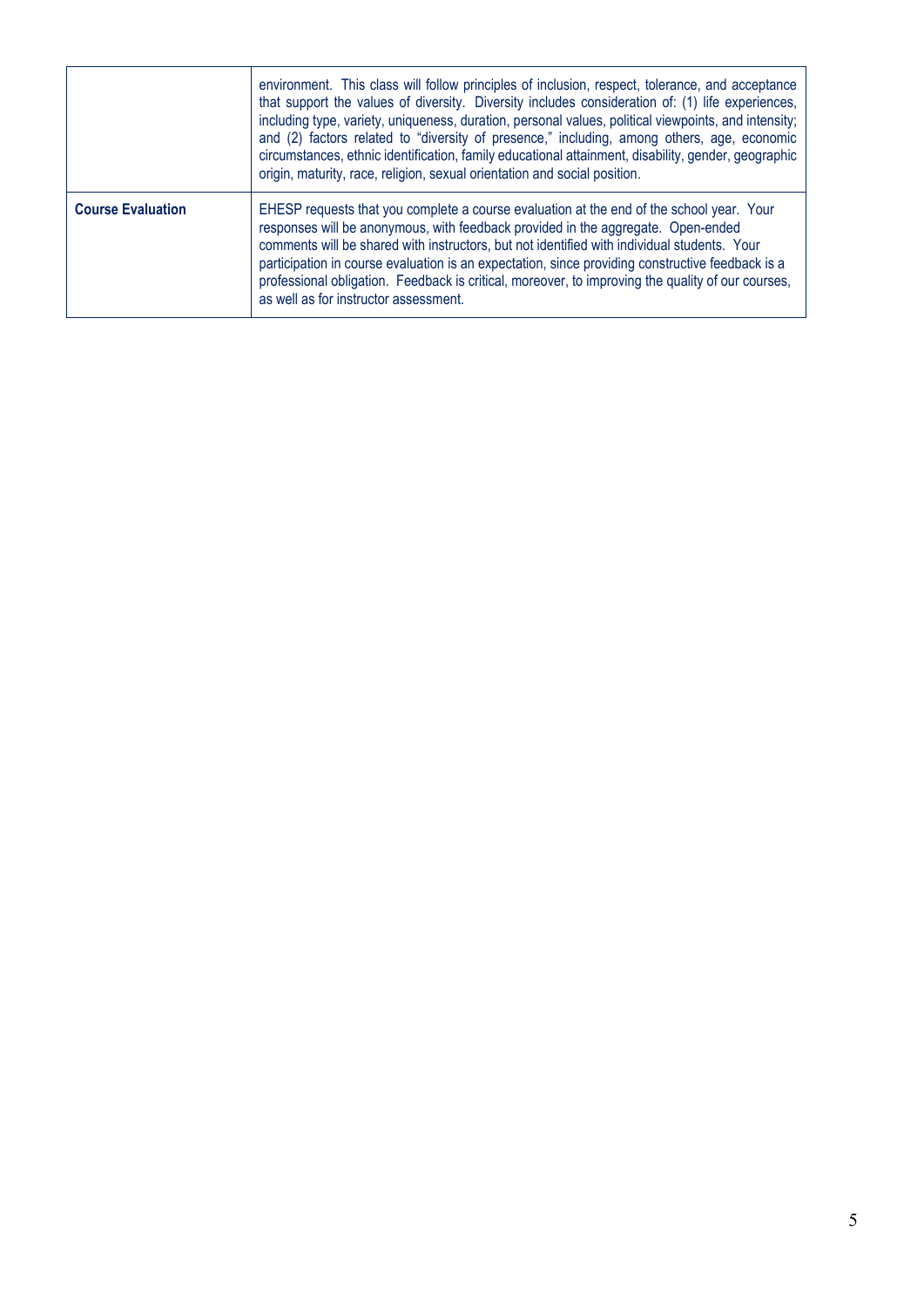| | |
|---|---|
| | environment. This class will follow principles of inclusion, respect, tolerance, and acceptance that support the values of diversity. Diversity includes consideration of: (1) life experiences, including type, variety, uniqueness, duration, personal values, political viewpoints, and intensity; and (2) factors related to "diversity of presence," including, among others, age, economic circumstances, ethnic identification, family educational attainment, disability, gender, geographic origin, maturity, race, religion, sexual orientation and social position. |
| **Course Evaluation** | EHESP requests that you complete a course evaluation at the end of the school year. Your responses will be anonymous, with feedback provided in the aggregate. Open-ended comments will be shared with instructors, but not identified with individual students. Your participation in course evaluation is an expectation, since providing constructive feedback is a professional obligation. Feedback is critical, moreover, to improving the quality of our courses, as well as for instructor assessment. |